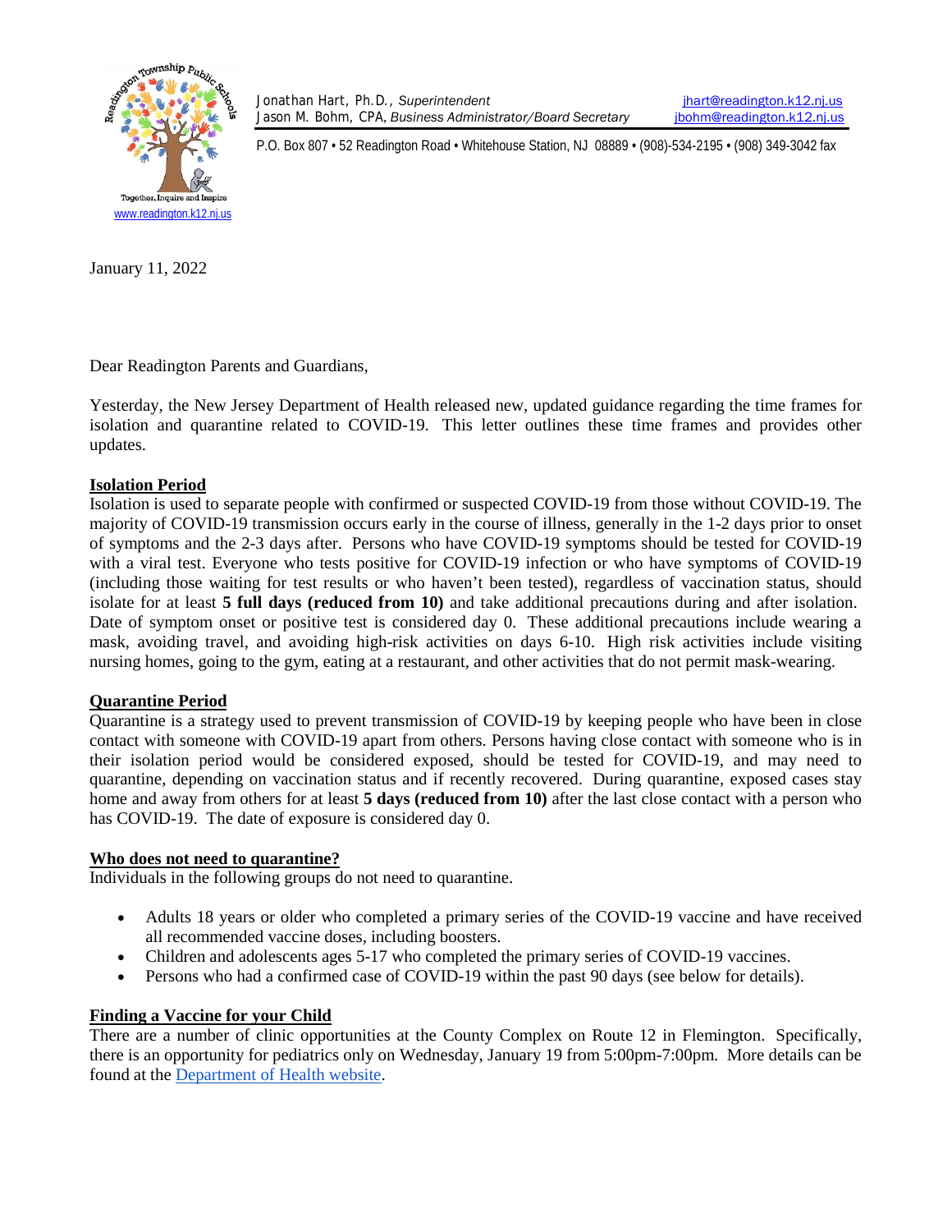Readington Township Public Schools
Together, Inquire and Inspire
www.readington.k12.nj.us

Jonathan Hart, Ph.D., *Superintendent* jhart@readington.k12.nj.us
Jason M. Bohm, CPA, *Business Administrator/Board Secretary* jbohm@readington.k12.nj.us

P.O. Box 807 • 52 Readington Road • Whitehouse Station, NJ 08889 • (908)-534-2195 • (908) 349-3042 fax

January 11, 2022

Dear Readington Parents and Guardians,

Yesterday, the New Jersey Department of Health released new, updated guidance regarding the time frames for isolation and quarantine related to COVID-19. This letter outlines these time frames and provides other updates.

**Isolation Period**

Isolation is used to separate people with confirmed or suspected COVID-19 from those without COVID-19. The majority of COVID-19 transmission occurs early in the course of illness, generally in the 1-2 days prior to onset of symptoms and the 2-3 days after. Persons who have COVID-19 symptoms should be tested for COVID-19 with a viral test. Everyone who tests positive for COVID-19 infection or who have symptoms of COVID-19 (including those waiting for test results or who haven't been tested), regardless of vaccination status, should isolate for at least **5 full days (reduced from 10)** and take additional precautions during and after isolation. Date of symptom onset or positive test is considered day 0. These additional precautions include wearing a mask, avoiding travel, and avoiding high-risk activities on days 6-10. High risk activities include visiting nursing homes, going to the gym, eating at a restaurant, and other activities that do not permit mask-wearing.

**Quarantine Period**

Quarantine is a strategy used to prevent transmission of COVID-19 by keeping people who have been in close contact with someone with COVID-19 apart from others. Persons having close contact with someone who is in their isolation period would be considered exposed, should be tested for COVID-19, and may need to quarantine, depending on vaccination status and if recently recovered. During quarantine, exposed cases stay home and away from others for at least **5 days (reduced from 10)** after the last close contact with a person who has COVID-19. The date of exposure is considered day 0.

**Who does not need to quarantine?**

Individuals in the following groups do not need to quarantine.

- Adults 18 years or older who completed a primary series of the COVID-19 vaccine and have received all recommended vaccine doses, including boosters.
- Children and adolescents ages 5-17 who completed the primary series of COVID-19 vaccines.
- Persons who had a confirmed case of COVID-19 within the past 90 days (see below for details).

**Finding a Vaccine for your Child**

There are a number of clinic opportunities at the County Complex on Route 12 in Flemington. Specifically, there is an opportunity for pediatrics only on Wednesday, January 19 from 5:00pm-7:00pm. More details can be found at the Department of Health website.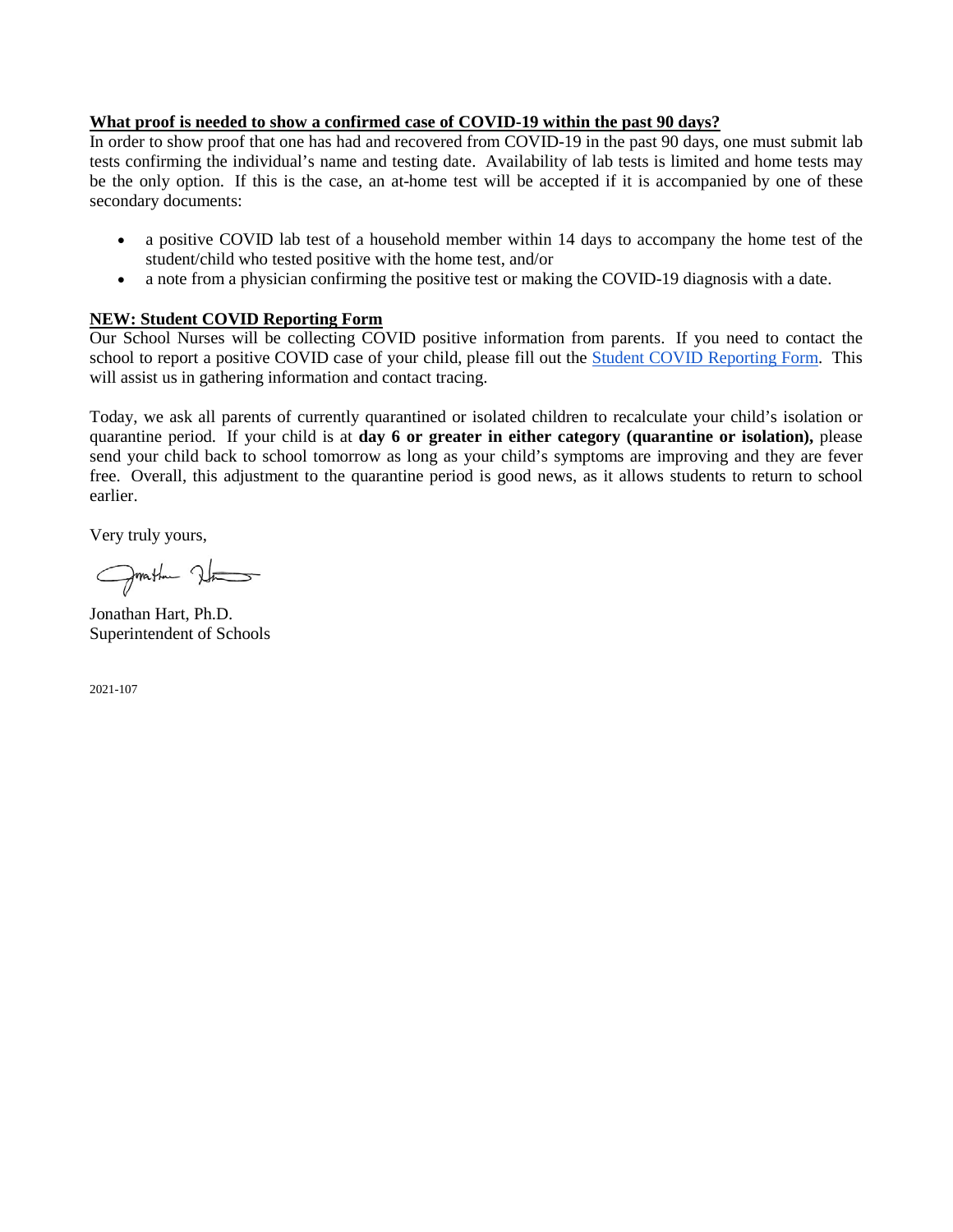**What proof is needed to show a confirmed case of COVID-19 within the past 90 days?**

In order to show proof that one has had and recovered from COVID-19 in the past 90 days, one must submit lab tests confirming the individual's name and testing date. Availability of lab tests is limited and home tests may be the only option. If this is the case, an at-home test will be accepted if it is accompanied by one of these secondary documents:

- a positive COVID lab test of a household member within 14 days to accompany the home test of the student/child who tested positive with the home test, and/or
- a note from a physician confirming the positive test or making the COVID-19 diagnosis with a date.

**NEW: Student COVID Reporting Form**

Our School Nurses will be collecting COVID positive information from parents. If you need to contact the school to report a positive COVID case of your child, please fill out the Student COVID Reporting Form. This will assist us in gathering information and contact tracing.

Today, we ask all parents of currently quarantined or isolated children to recalculate your child's isolation or quarantine period. If your child is at **day 6 or greater in either category (quarantine or isolation),** please send your child back to school tomorrow as long as your child's symptoms are improving and they are fever free. Overall, this adjustment to the quarantine period is good news, as it allows students to return to school earlier.

Very truly yours,

Jonathan Hart, Ph.D.
Superintendent of Schools

2021-107